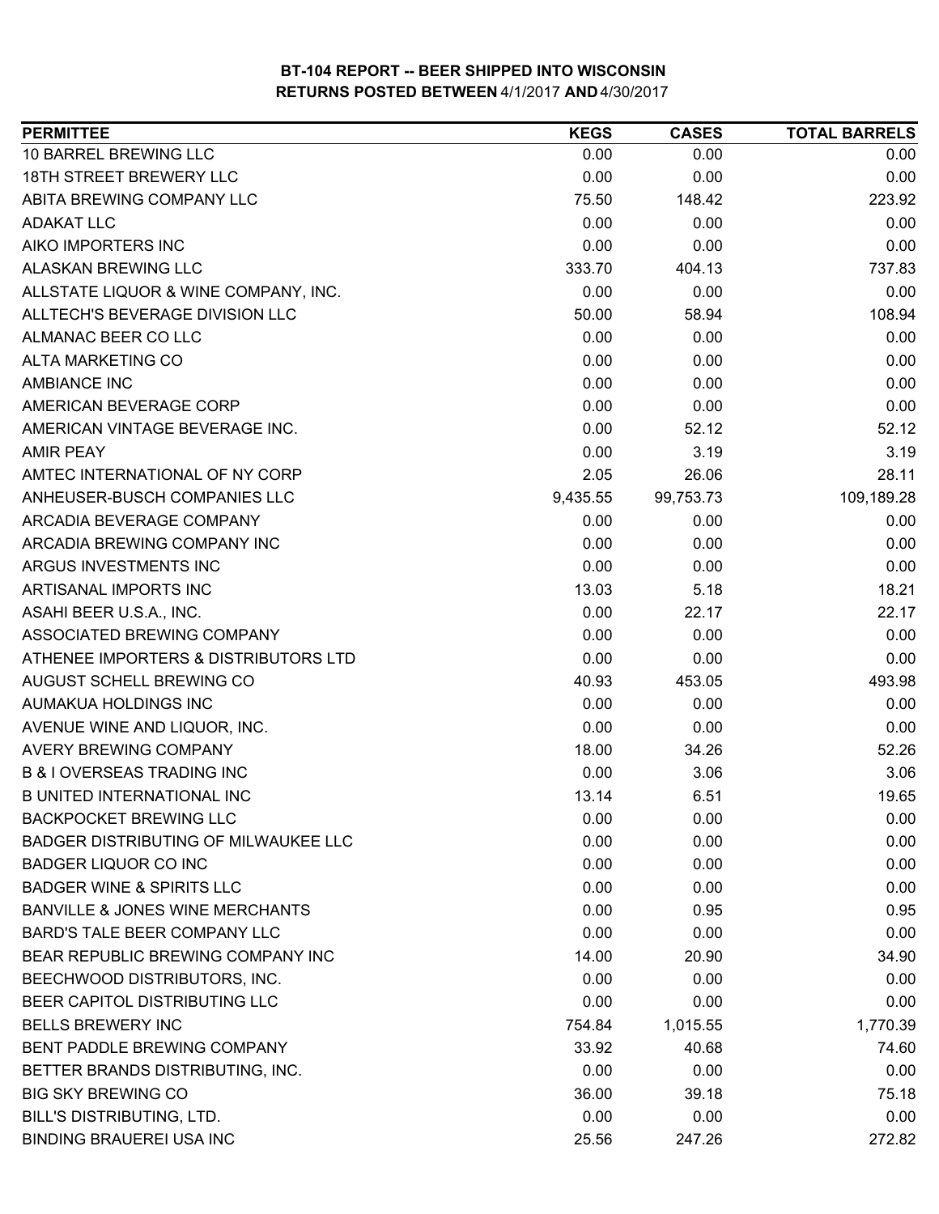**BT-104 REPORT -- BEER SHIPPED INTO WISCONSIN**
**RETURNS POSTED BETWEEN 4/1/2017 AND 4/30/2017**

| PERMITTEE | KEGS | CASES | TOTAL BARRELS |
|---|---|---|---|
| 10 BARREL BREWING LLC | 0.00 | 0.00 | 0.00 |
| 18TH STREET BREWERY LLC | 0.00 | 0.00 | 0.00 |
| ABITA BREWING COMPANY LLC | 75.50 | 148.42 | 223.92 |
| ADAKAT LLC | 0.00 | 0.00 | 0.00 |
| AIKO IMPORTERS INC | 0.00 | 0.00 | 0.00 |
| ALASKAN BREWING LLC | 333.70 | 404.13 | 737.83 |
| ALLSTATE LIQUOR & WINE COMPANY, INC. | 0.00 | 0.00 | 0.00 |
| ALLTECH'S BEVERAGE DIVISION LLC | 50.00 | 58.94 | 108.94 |
| ALMANAC BEER CO LLC | 0.00 | 0.00 | 0.00 |
| ALTA MARKETING CO | 0.00 | 0.00 | 0.00 |
| AMBIANCE INC | 0.00 | 0.00 | 0.00 |
| AMERICAN BEVERAGE CORP | 0.00 | 0.00 | 0.00 |
| AMERICAN VINTAGE BEVERAGE INC. | 0.00 | 52.12 | 52.12 |
| AMIR PEAY | 0.00 | 3.19 | 3.19 |
| AMTEC INTERNATIONAL OF NY CORP | 2.05 | 26.06 | 28.11 |
| ANHEUSER-BUSCH COMPANIES LLC | 9,435.55 | 99,753.73 | 109,189.28 |
| ARCADIA BEVERAGE COMPANY | 0.00 | 0.00 | 0.00 |
| ARCADIA BREWING COMPANY INC | 0.00 | 0.00 | 0.00 |
| ARGUS INVESTMENTS INC | 0.00 | 0.00 | 0.00 |
| ARTISANAL IMPORTS INC | 13.03 | 5.18 | 18.21 |
| ASAHI BEER U.S.A., INC. | 0.00 | 22.17 | 22.17 |
| ASSOCIATED BREWING COMPANY | 0.00 | 0.00 | 0.00 |
| ATHENEE IMPORTERS & DISTRIBUTORS LTD | 0.00 | 0.00 | 0.00 |
| AUGUST SCHELL BREWING CO | 40.93 | 453.05 | 493.98 |
| AUMAKUA HOLDINGS INC | 0.00 | 0.00 | 0.00 |
| AVENUE WINE AND LIQUOR, INC. | 0.00 | 0.00 | 0.00 |
| AVERY BREWING COMPANY | 18.00 | 34.26 | 52.26 |
| B & I OVERSEAS TRADING INC | 0.00 | 3.06 | 3.06 |
| B UNITED INTERNATIONAL INC | 13.14 | 6.51 | 19.65 |
| BACKPOCKET BREWING LLC | 0.00 | 0.00 | 0.00 |
| BADGER DISTRIBUTING OF MILWAUKEE LLC | 0.00 | 0.00 | 0.00 |
| BADGER LIQUOR CO INC | 0.00 | 0.00 | 0.00 |
| BADGER WINE & SPIRITS LLC | 0.00 | 0.00 | 0.00 |
| BANVILLE & JONES WINE MERCHANTS | 0.00 | 0.95 | 0.95 |
| BARD'S TALE BEER COMPANY LLC | 0.00 | 0.00 | 0.00 |
| BEAR REPUBLIC BREWING COMPANY INC | 14.00 | 20.90 | 34.90 |
| BEECHWOOD DISTRIBUTORS, INC. | 0.00 | 0.00 | 0.00 |
| BEER CAPITOL DISTRIBUTING LLC | 0.00 | 0.00 | 0.00 |
| BELLS BREWERY INC | 754.84 | 1,015.55 | 1,770.39 |
| BENT PADDLE BREWING COMPANY | 33.92 | 40.68 | 74.60 |
| BETTER BRANDS DISTRIBUTING, INC. | 0.00 | 0.00 | 0.00 |
| BIG SKY BREWING CO | 36.00 | 39.18 | 75.18 |
| BILL'S DISTRIBUTING, LTD. | 0.00 | 0.00 | 0.00 |
| BINDING BRAUEREI USA INC | 25.56 | 247.26 | 272.82 |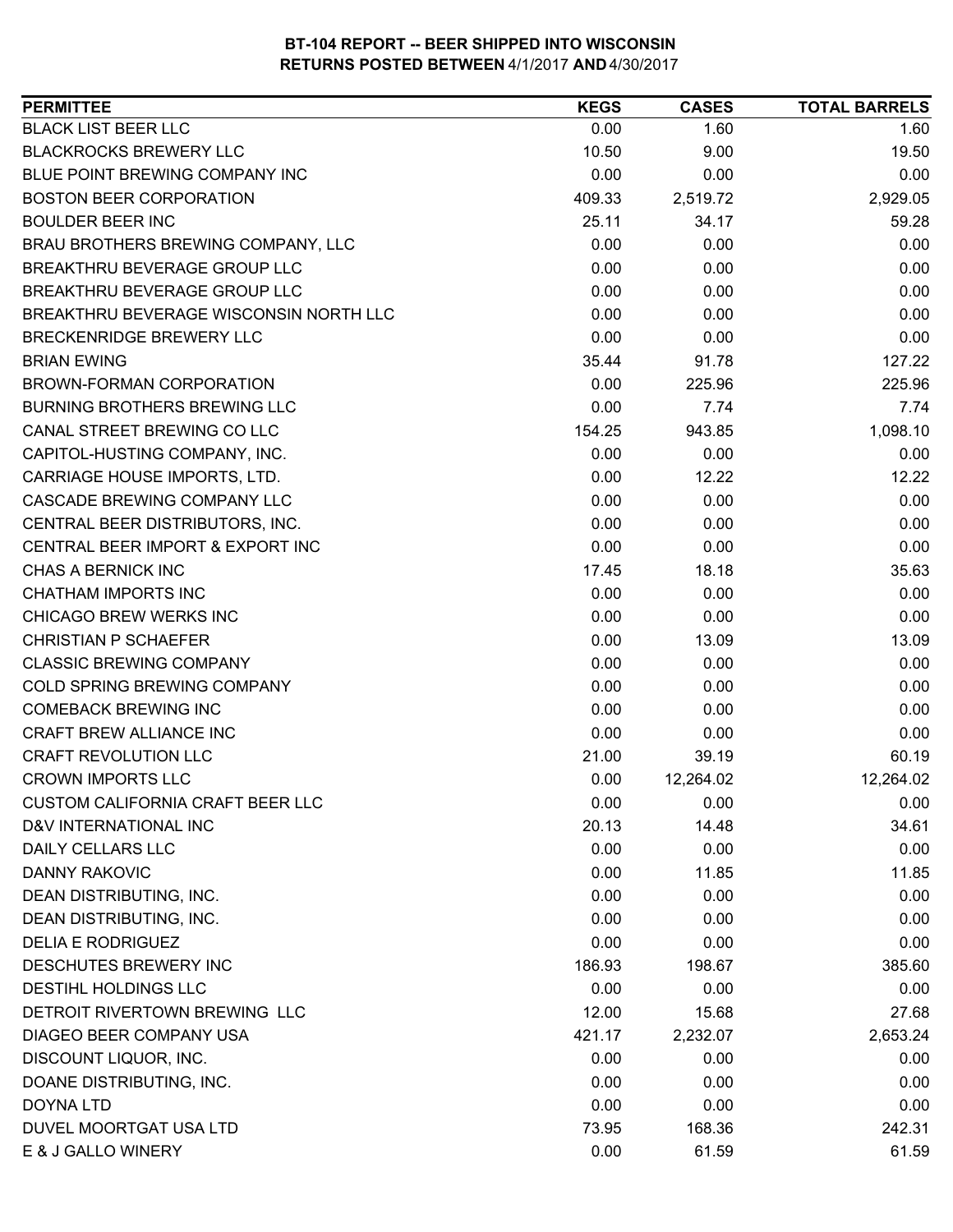**BT-104 REPORT -- BEER SHIPPED INTO WISCONSIN**
**RETURNS POSTED BETWEEN 4/1/2017 AND 4/30/2017**

| PERMITTEE | KEGS | CASES | TOTAL BARRELS |
|---|---|---|---|
| BLACK LIST BEER LLC | 0.00 | 1.60 | 1.60 |
| BLACKROCKS BREWERY LLC | 10.50 | 9.00 | 19.50 |
| BLUE POINT BREWING COMPANY INC | 0.00 | 0.00 | 0.00 |
| BOSTON BEER CORPORATION | 409.33 | 2,519.72 | 2,929.05 |
| BOULDER BEER INC | 25.11 | 34.17 | 59.28 |
| BRAU BROTHERS BREWING COMPANY, LLC | 0.00 | 0.00 | 0.00 |
| BREAKTHRU BEVERAGE GROUP LLC | 0.00 | 0.00 | 0.00 |
| BREAKTHRU BEVERAGE GROUP LLC | 0.00 | 0.00 | 0.00 |
| BREAKTHRU BEVERAGE WISCONSIN NORTH LLC | 0.00 | 0.00 | 0.00 |
| BRECKENRIDGE BREWERY LLC | 0.00 | 0.00 | 0.00 |
| BRIAN EWING | 35.44 | 91.78 | 127.22 |
| BROWN-FORMAN CORPORATION | 0.00 | 225.96 | 225.96 |
| BURNING BROTHERS BREWING LLC | 0.00 | 7.74 | 7.74 |
| CANAL STREET BREWING CO LLC | 154.25 | 943.85 | 1,098.10 |
| CAPITOL-HUSTING COMPANY, INC. | 0.00 | 0.00 | 0.00 |
| CARRIAGE HOUSE IMPORTS, LTD. | 0.00 | 12.22 | 12.22 |
| CASCADE BREWING COMPANY LLC | 0.00 | 0.00 | 0.00 |
| CENTRAL BEER DISTRIBUTORS, INC. | 0.00 | 0.00 | 0.00 |
| CENTRAL BEER IMPORT & EXPORT INC | 0.00 | 0.00 | 0.00 |
| CHAS A BERNICK INC | 17.45 | 18.18 | 35.63 |
| CHATHAM IMPORTS INC | 0.00 | 0.00 | 0.00 |
| CHICAGO BREW WERKS INC | 0.00 | 0.00 | 0.00 |
| CHRISTIAN P SCHAEFER | 0.00 | 13.09 | 13.09 |
| CLASSIC BREWING COMPANY | 0.00 | 0.00 | 0.00 |
| COLD SPRING BREWING COMPANY | 0.00 | 0.00 | 0.00 |
| COMEBACK BREWING INC | 0.00 | 0.00 | 0.00 |
| CRAFT BREW ALLIANCE INC | 0.00 | 0.00 | 0.00 |
| CRAFT REVOLUTION LLC | 21.00 | 39.19 | 60.19 |
| CROWN IMPORTS LLC | 0.00 | 12,264.02 | 12,264.02 |
| CUSTOM CALIFORNIA CRAFT BEER LLC | 0.00 | 0.00 | 0.00 |
| D&V INTERNATIONAL INC | 20.13 | 14.48 | 34.61 |
| DAILY CELLARS LLC | 0.00 | 0.00 | 0.00 |
| DANNY RAKOVIC | 0.00 | 11.85 | 11.85 |
| DEAN DISTRIBUTING, INC. | 0.00 | 0.00 | 0.00 |
| DEAN DISTRIBUTING, INC. | 0.00 | 0.00 | 0.00 |
| DELIA E RODRIGUEZ | 0.00 | 0.00 | 0.00 |
| DESCHUTES BREWERY INC | 186.93 | 198.67 | 385.60 |
| DESTIHL HOLDINGS LLC | 0.00 | 0.00 | 0.00 |
| DETROIT RIVERTOWN BREWING LLC | 12.00 | 15.68 | 27.68 |
| DIAGEO BEER COMPANY USA | 421.17 | 2,232.07 | 2,653.24 |
| DISCOUNT LIQUOR, INC. | 0.00 | 0.00 | 0.00 |
| DOANE DISTRIBUTING, INC. | 0.00 | 0.00 | 0.00 |
| DOYNA LTD | 0.00 | 0.00 | 0.00 |
| DUVEL MOORTGAT USA LTD | 73.95 | 168.36 | 242.31 |
| E & J GALLO WINERY | 0.00 | 61.59 | 61.59 |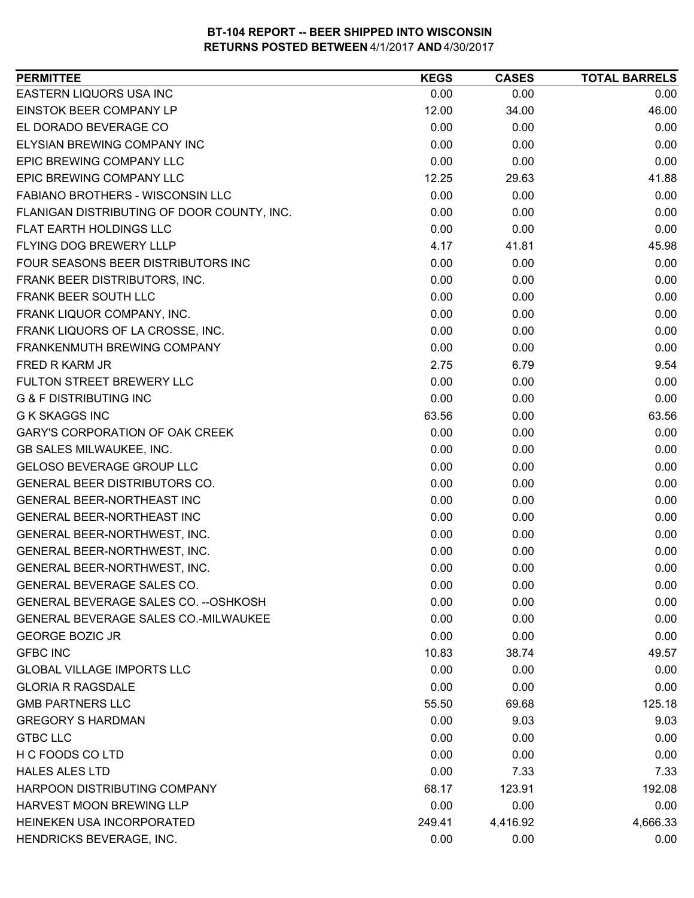**BT-104 REPORT -- BEER SHIPPED INTO WISCONSIN**
**RETURNS POSTED BETWEEN 4/1/2017 AND 4/30/2017**

| PERMITTEE | KEGS | CASES | TOTAL BARRELS |
| --- | --- | --- | --- |
| EASTERN LIQUORS USA INC | 0.00 | 0.00 | 0.00 |
| EINSTOK BEER COMPANY LP | 12.00 | 34.00 | 46.00 |
| EL DORADO BEVERAGE CO | 0.00 | 0.00 | 0.00 |
| ELYSIAN BREWING COMPANY INC | 0.00 | 0.00 | 0.00 |
| EPIC BREWING COMPANY LLC | 0.00 | 0.00 | 0.00 |
| EPIC BREWING COMPANY LLC | 12.25 | 29.63 | 41.88 |
| FABIANO BROTHERS - WISCONSIN LLC | 0.00 | 0.00 | 0.00 |
| FLANIGAN DISTRIBUTING OF DOOR COUNTY, INC. | 0.00 | 0.00 | 0.00 |
| FLAT EARTH HOLDINGS LLC | 0.00 | 0.00 | 0.00 |
| FLYING DOG BREWERY LLLP | 4.17 | 41.81 | 45.98 |
| FOUR SEASONS BEER DISTRIBUTORS INC | 0.00 | 0.00 | 0.00 |
| FRANK BEER DISTRIBUTORS, INC. | 0.00 | 0.00 | 0.00 |
| FRANK BEER SOUTH LLC | 0.00 | 0.00 | 0.00 |
| FRANK LIQUOR COMPANY, INC. | 0.00 | 0.00 | 0.00 |
| FRANK LIQUORS OF LA CROSSE, INC. | 0.00 | 0.00 | 0.00 |
| FRANKENMUTH BREWING COMPANY | 0.00 | 0.00 | 0.00 |
| FRED R KARM JR | 2.75 | 6.79 | 9.54 |
| FULTON STREET BREWERY LLC | 0.00 | 0.00 | 0.00 |
| G & F DISTRIBUTING INC | 0.00 | 0.00 | 0.00 |
| G K SKAGGS INC | 63.56 | 0.00 | 63.56 |
| GARY'S CORPORATION OF OAK CREEK | 0.00 | 0.00 | 0.00 |
| GB SALES MILWAUKEE, INC. | 0.00 | 0.00 | 0.00 |
| GELOSO BEVERAGE GROUP LLC | 0.00 | 0.00 | 0.00 |
| GENERAL BEER DISTRIBUTORS CO. | 0.00 | 0.00 | 0.00 |
| GENERAL BEER-NORTHEAST INC | 0.00 | 0.00 | 0.00 |
| GENERAL BEER-NORTHEAST INC | 0.00 | 0.00 | 0.00 |
| GENERAL BEER-NORTHWEST, INC. | 0.00 | 0.00 | 0.00 |
| GENERAL BEER-NORTHWEST, INC. | 0.00 | 0.00 | 0.00 |
| GENERAL BEER-NORTHWEST, INC. | 0.00 | 0.00 | 0.00 |
| GENERAL BEVERAGE SALES CO. | 0.00 | 0.00 | 0.00 |
| GENERAL BEVERAGE SALES CO. --OSHKOSH | 0.00 | 0.00 | 0.00 |
| GENERAL BEVERAGE SALES CO.-MILWAUKEE | 0.00 | 0.00 | 0.00 |
| GEORGE BOZIC JR | 0.00 | 0.00 | 0.00 |
| GFBC INC | 10.83 | 38.74 | 49.57 |
| GLOBAL VILLAGE IMPORTS LLC | 0.00 | 0.00 | 0.00 |
| GLORIA R RAGSDALE | 0.00 | 0.00 | 0.00 |
| GMB PARTNERS LLC | 55.50 | 69.68 | 125.18 |
| GREGORY S HARDMAN | 0.00 | 9.03 | 9.03 |
| GTBC LLC | 0.00 | 0.00 | 0.00 |
| H C FOODS CO LTD | 0.00 | 0.00 | 0.00 |
| HALES ALES LTD | 0.00 | 7.33 | 7.33 |
| HARPOON DISTRIBUTING COMPANY | 68.17 | 123.91 | 192.08 |
| HARVEST MOON BREWING LLP | 0.00 | 0.00 | 0.00 |
| HEINEKEN USA INCORPORATED | 249.41 | 4,416.92 | 4,666.33 |
| HENDRICKS BEVERAGE, INC. | 0.00 | 0.00 | 0.00 |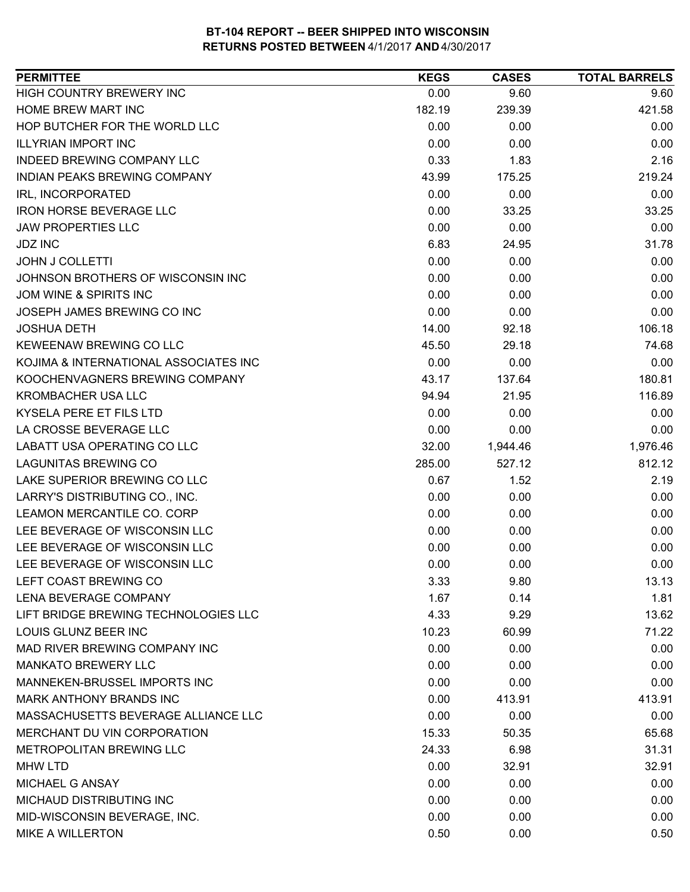# BT-104 REPORT -- BEER SHIPPED INTO WISCONSIN
## RETURNS POSTED BETWEEN 4/1/2017 AND 4/30/2017

| PERMITTEE | KEGS | CASES | TOTAL BARRELS |
|---|---|---|---|
| HIGH COUNTRY BREWERY INC | 0.00 | 9.60 | 9.60 |
| HOME BREW MART INC | 182.19 | 239.39 | 421.58 |
| HOP BUTCHER FOR THE WORLD LLC | 0.00 | 0.00 | 0.00 |
| ILLYRIAN IMPORT INC | 0.00 | 0.00 | 0.00 |
| INDEED BREWING COMPANY LLC | 0.33 | 1.83 | 2.16 |
| INDIAN PEAKS BREWING COMPANY | 43.99 | 175.25 | 219.24 |
| IRL, INCORPORATED | 0.00 | 0.00 | 0.00 |
| IRON HORSE BEVERAGE LLC | 0.00 | 33.25 | 33.25 |
| JAW PROPERTIES LLC | 0.00 | 0.00 | 0.00 |
| JDZ INC | 6.83 | 24.95 | 31.78 |
| JOHN J COLLETTI | 0.00 | 0.00 | 0.00 |
| JOHNSON BROTHERS OF WISCONSIN INC | 0.00 | 0.00 | 0.00 |
| JOM WINE & SPIRITS INC | 0.00 | 0.00 | 0.00 |
| JOSEPH JAMES BREWING CO INC | 0.00 | 0.00 | 0.00 |
| JOSHUA DETH | 14.00 | 92.18 | 106.18 |
| KEWEENAW BREWING CO LLC | 45.50 | 29.18 | 74.68 |
| KOJIMA & INTERNATIONAL ASSOCIATES INC | 0.00 | 0.00 | 0.00 |
| KOOCHENVAGNERS BREWING COMPANY | 43.17 | 137.64 | 180.81 |
| KROMBACHER USA LLC | 94.94 | 21.95 | 116.89 |
| KYSELA PERE ET FILS LTD | 0.00 | 0.00 | 0.00 |
| LA CROSSE BEVERAGE LLC | 0.00 | 0.00 | 0.00 |
| LABATT USA OPERATING CO LLC | 32.00 | 1,944.46 | 1,976.46 |
| LAGUNITAS BREWING CO | 285.00 | 527.12 | 812.12 |
| LAKE SUPERIOR BREWING CO LLC | 0.67 | 1.52 | 2.19 |
| LARRY'S DISTRIBUTING CO., INC. | 0.00 | 0.00 | 0.00 |
| LEAMON MERCANTILE CO. CORP | 0.00 | 0.00 | 0.00 |
| LEE BEVERAGE OF WISCONSIN LLC | 0.00 | 0.00 | 0.00 |
| LEE BEVERAGE OF WISCONSIN LLC | 0.00 | 0.00 | 0.00 |
| LEE BEVERAGE OF WISCONSIN LLC | 0.00 | 0.00 | 0.00 |
| LEFT COAST BREWING CO | 3.33 | 9.80 | 13.13 |
| LENA BEVERAGE COMPANY | 1.67 | 0.14 | 1.81 |
| LIFT BRIDGE BREWING TECHNOLOGIES LLC | 4.33 | 9.29 | 13.62 |
| LOUIS GLUNZ BEER INC | 10.23 | 60.99 | 71.22 |
| MAD RIVER BREWING COMPANY INC | 0.00 | 0.00 | 0.00 |
| MANKATO BREWERY LLC | 0.00 | 0.00 | 0.00 |
| MANNEKEN-BRUSSEL IMPORTS INC | 0.00 | 0.00 | 0.00 |
| MARK ANTHONY BRANDS INC | 0.00 | 413.91 | 413.91 |
| MASSACHUSETTS BEVERAGE ALLIANCE LLC | 0.00 | 0.00 | 0.00 |
| MERCHANT DU VIN CORPORATION | 15.33 | 50.35 | 65.68 |
| METROPOLITAN BREWING LLC | 24.33 | 6.98 | 31.31 |
| MHW LTD | 0.00 | 32.91 | 32.91 |
| MICHAEL G ANSAY | 0.00 | 0.00 | 0.00 |
| MICHAUD DISTRIBUTING INC | 0.00 | 0.00 | 0.00 |
| MID-WISCONSIN BEVERAGE, INC. | 0.00 | 0.00 | 0.00 |
| MIKE A WILLERTON | 0.50 | 0.00 | 0.50 |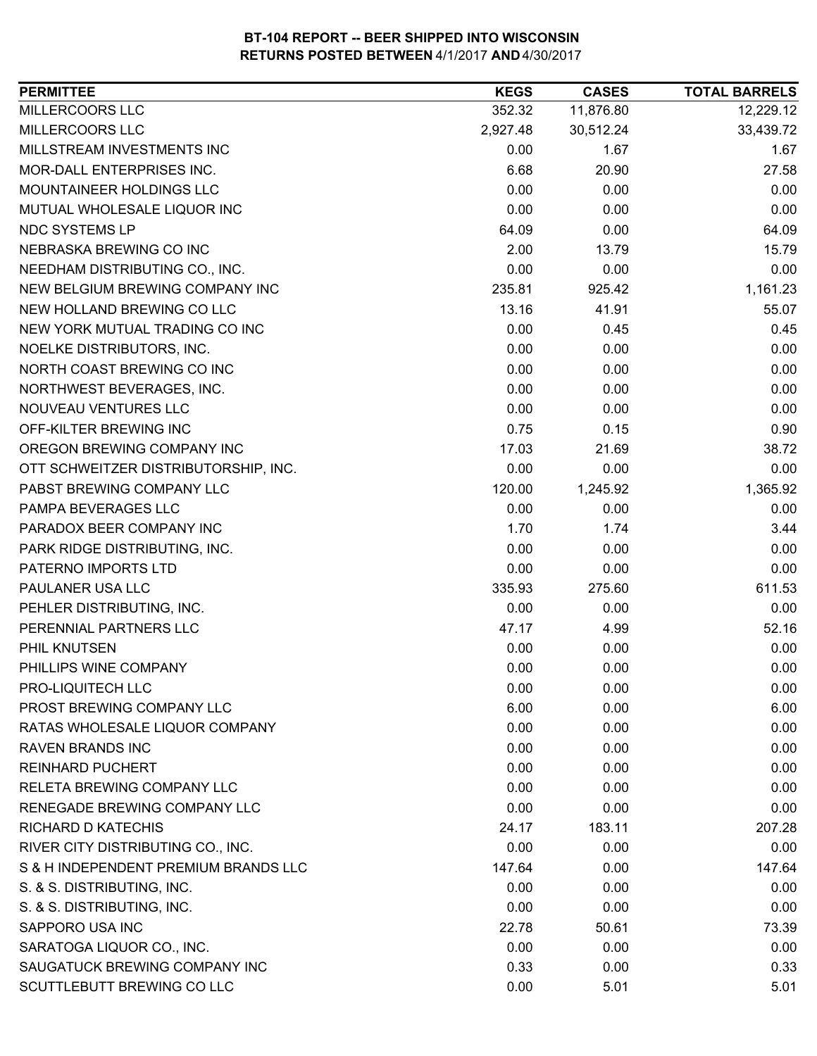# BT-104 REPORT -- BEER SHIPPED INTO WISCONSIN
## RETURNS POSTED BETWEEN 4/1/2017 AND 4/30/2017

| PERMITTEE | KEGS | CASES | TOTAL BARRELS |
|---|---|---|---|
| MILLERCOORS LLC | 352.32 | 11,876.80 | 12,229.12 |
| MILLERCOORS LLC | 2,927.48 | 30,512.24 | 33,439.72 |
| MILLSTREAM INVESTMENTS INC | 0.00 | 1.67 | 1.67 |
| MOR-DALL ENTERPRISES INC. | 6.68 | 20.90 | 27.58 |
| MOUNTAINEER HOLDINGS LLC | 0.00 | 0.00 | 0.00 |
| MUTUAL WHOLESALE LIQUOR INC | 0.00 | 0.00 | 0.00 |
| NDC SYSTEMS LP | 64.09 | 0.00 | 64.09 |
| NEBRASKA BREWING CO INC | 2.00 | 13.79 | 15.79 |
| NEEDHAM DISTRIBUTING CO., INC. | 0.00 | 0.00 | 0.00 |
| NEW BELGIUM BREWING COMPANY INC | 235.81 | 925.42 | 1,161.23 |
| NEW HOLLAND BREWING CO LLC | 13.16 | 41.91 | 55.07 |
| NEW YORK MUTUAL TRADING CO INC | 0.00 | 0.45 | 0.45 |
| NOELKE DISTRIBUTORS, INC. | 0.00 | 0.00 | 0.00 |
| NORTH COAST BREWING CO INC | 0.00 | 0.00 | 0.00 |
| NORTHWEST BEVERAGES, INC. | 0.00 | 0.00 | 0.00 |
| NOUVEAU VENTURES LLC | 0.00 | 0.00 | 0.00 |
| OFF-KILTER BREWING INC | 0.75 | 0.15 | 0.90 |
| OREGON BREWING COMPANY INC | 17.03 | 21.69 | 38.72 |
| OTT SCHWEITZER DISTRIBUTORSHIP, INC. | 0.00 | 0.00 | 0.00 |
| PABST BREWING COMPANY LLC | 120.00 | 1,245.92 | 1,365.92 |
| PAMPA BEVERAGES LLC | 0.00 | 0.00 | 0.00 |
| PARADOX BEER COMPANY INC | 1.70 | 1.74 | 3.44 |
| PARK RIDGE DISTRIBUTING, INC. | 0.00 | 0.00 | 0.00 |
| PATERNO IMPORTS LTD | 0.00 | 0.00 | 0.00 |
| PAULANER USA LLC | 335.93 | 275.60 | 611.53 |
| PEHLER DISTRIBUTING, INC. | 0.00 | 0.00 | 0.00 |
| PERENNIAL PARTNERS LLC | 47.17 | 4.99 | 52.16 |
| PHIL KNUTSEN | 0.00 | 0.00 | 0.00 |
| PHILLIPS WINE COMPANY | 0.00 | 0.00 | 0.00 |
| PRO-LIQUITECH LLC | 0.00 | 0.00 | 0.00 |
| PROST BREWING COMPANY LLC | 6.00 | 0.00 | 6.00 |
| RATAS WHOLESALE LIQUOR COMPANY | 0.00 | 0.00 | 0.00 |
| RAVEN BRANDS INC | 0.00 | 0.00 | 0.00 |
| REINHARD PUCHERT | 0.00 | 0.00 | 0.00 |
| RELETA BREWING COMPANY LLC | 0.00 | 0.00 | 0.00 |
| RENEGADE BREWING COMPANY LLC | 0.00 | 0.00 | 0.00 |
| RICHARD D KATECHIS | 24.17 | 183.11 | 207.28 |
| RIVER CITY DISTRIBUTING CO., INC. | 0.00 | 0.00 | 0.00 |
| S & H INDEPENDENT PREMIUM BRANDS LLC | 147.64 | 0.00 | 147.64 |
| S. & S. DISTRIBUTING, INC. | 0.00 | 0.00 | 0.00 |
| S. & S. DISTRIBUTING, INC. | 0.00 | 0.00 | 0.00 |
| SAPPORO USA INC | 22.78 | 50.61 | 73.39 |
| SARATOGA LIQUOR CO., INC. | 0.00 | 0.00 | 0.00 |
| SAUGATUCK BREWING COMPANY INC | 0.33 | 0.00 | 0.33 |
| SCUTTLEBUTT BREWING CO LLC | 0.00 | 5.01 | 5.01 |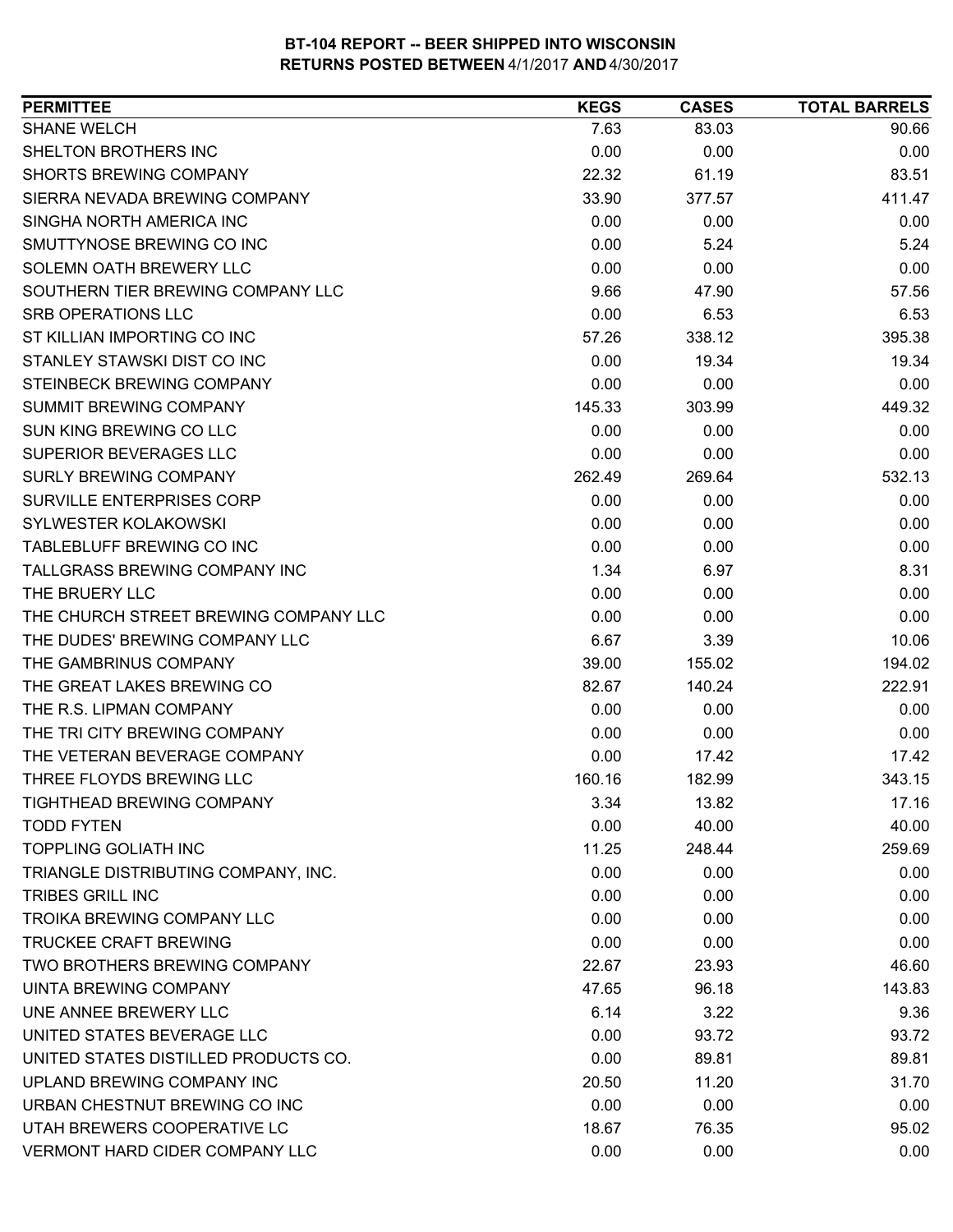# BT-104 REPORT -- BEER SHIPPED INTO WISCONSIN
## RETURNS POSTED BETWEEN 4/1/2017 AND 4/30/2017

| PERMITTEE | KEGS | CASES | TOTAL BARRELS |
|---|---|---|---|
| SHANE WELCH | 7.63 | 83.03 | 90.66 |
| SHELTON BROTHERS INC | 0.00 | 0.00 | 0.00 |
| SHORTS BREWING COMPANY | 22.32 | 61.19 | 83.51 |
| SIERRA NEVADA BREWING COMPANY | 33.90 | 377.57 | 411.47 |
| SINGHA NORTH AMERICA INC | 0.00 | 0.00 | 0.00 |
| SMUTTYNOSE BREWING CO INC | 0.00 | 5.24 | 5.24 |
| SOLEMN OATH BREWERY LLC | 0.00 | 0.00 | 0.00 |
| SOUTHERN TIER BREWING COMPANY LLC | 9.66 | 47.90 | 57.56 |
| SRB OPERATIONS LLC | 0.00 | 6.53 | 6.53 |
| ST KILLIAN IMPORTING CO INC | 57.26 | 338.12 | 395.38 |
| STANLEY STAWSKI DIST CO INC | 0.00 | 19.34 | 19.34 |
| STEINBECK BREWING COMPANY | 0.00 | 0.00 | 0.00 |
| SUMMIT BREWING COMPANY | 145.33 | 303.99 | 449.32 |
| SUN KING BREWING CO LLC | 0.00 | 0.00 | 0.00 |
| SUPERIOR BEVERAGES LLC | 0.00 | 0.00 | 0.00 |
| SURLY BREWING COMPANY | 262.49 | 269.64 | 532.13 |
| SURVILLE ENTERPRISES CORP | 0.00 | 0.00 | 0.00 |
| SYLWESTER KOLAKOWSKI | 0.00 | 0.00 | 0.00 |
| TABLEBLUFF BREWING CO INC | 0.00 | 0.00 | 0.00 |
| TALLGRASS BREWING COMPANY INC | 1.34 | 6.97 | 8.31 |
| THE BRUERY LLC | 0.00 | 0.00 | 0.00 |
| THE CHURCH STREET BREWING COMPANY LLC | 0.00 | 0.00 | 0.00 |
| THE DUDES' BREWING COMPANY LLC | 6.67 | 3.39 | 10.06 |
| THE GAMBRINUS COMPANY | 39.00 | 155.02 | 194.02 |
| THE GREAT LAKES BREWING CO | 82.67 | 140.24 | 222.91 |
| THE R.S. LIPMAN COMPANY | 0.00 | 0.00 | 0.00 |
| THE TRI CITY BREWING COMPANY | 0.00 | 0.00 | 0.00 |
| THE VETERAN BEVERAGE COMPANY | 0.00 | 17.42 | 17.42 |
| THREE FLOYDS BREWING LLC | 160.16 | 182.99 | 343.15 |
| TIGHTHEAD BREWING COMPANY | 3.34 | 13.82 | 17.16 |
| TODD FYTEN | 0.00 | 40.00 | 40.00 |
| TOPPLING GOLIATH INC | 11.25 | 248.44 | 259.69 |
| TRIANGLE DISTRIBUTING COMPANY, INC. | 0.00 | 0.00 | 0.00 |
| TRIBES GRILL INC | 0.00 | 0.00 | 0.00 |
| TROIKA BREWING COMPANY LLC | 0.00 | 0.00 | 0.00 |
| TRUCKEE CRAFT BREWING | 0.00 | 0.00 | 0.00 |
| TWO BROTHERS BREWING COMPANY | 22.67 | 23.93 | 46.60 |
| UINTA BREWING COMPANY | 47.65 | 96.18 | 143.83 |
| UNE ANNEE BREWERY LLC | 6.14 | 3.22 | 9.36 |
| UNITED STATES BEVERAGE LLC | 0.00 | 93.72 | 93.72 |
| UNITED STATES DISTILLED PRODUCTS CO. | 0.00 | 89.81 | 89.81 |
| UPLAND BREWING COMPANY INC | 20.50 | 11.20 | 31.70 |
| URBAN CHESTNUT BREWING CO INC | 0.00 | 0.00 | 0.00 |
| UTAH BREWERS COOPERATIVE LC | 18.67 | 76.35 | 95.02 |
| VERMONT HARD CIDER COMPANY LLC | 0.00 | 0.00 | 0.00 |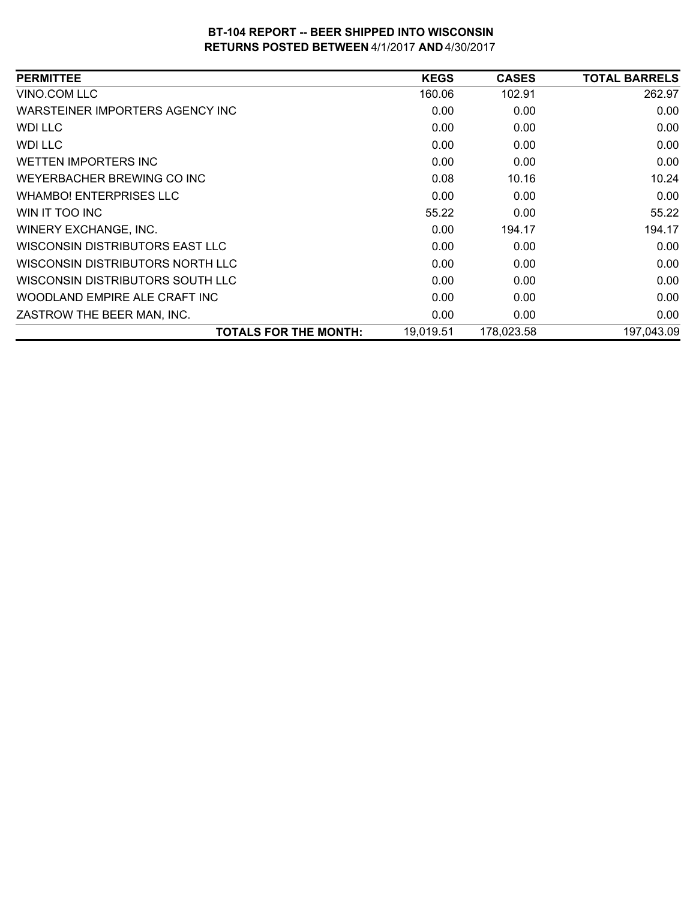**BT-104 REPORT -- BEER SHIPPED INTO WISCONSIN**
**RETURNS POSTED BETWEEN** 4/1/2017 **AND** 4/30/2017

| PERMITTEE | KEGS | CASES | TOTAL BARRELS |
|---|---|---|---|
| VINO.COM LLC | 160.06 | 102.91 | 262.97 |
| WARSTEINER IMPORTERS AGENCY INC | 0.00 | 0.00 | 0.00 |
| WDI LLC | 0.00 | 0.00 | 0.00 |
| WDI LLC | 0.00 | 0.00 | 0.00 |
| WETTEN IMPORTERS INC | 0.00 | 0.00 | 0.00 |
| WEYERBACHER BREWING CO INC | 0.08 | 10.16 | 10.24 |
| WHAMBO! ENTERPRISES LLC | 0.00 | 0.00 | 0.00 |
| WIN IT TOO INC | 55.22 | 0.00 | 55.22 |
| WINERY EXCHANGE, INC. | 0.00 | 194.17 | 194.17 |
| WISCONSIN DISTRIBUTORS EAST LLC | 0.00 | 0.00 | 0.00 |
| WISCONSIN DISTRIBUTORS NORTH LLC | 0.00 | 0.00 | 0.00 |
| WISCONSIN DISTRIBUTORS SOUTH LLC | 0.00 | 0.00 | 0.00 |
| WOODLAND EMPIRE ALE CRAFT INC | 0.00 | 0.00 | 0.00 |
| ZASTROW THE BEER MAN, INC. | 0.00 | 0.00 | 0.00 |
| **TOTALS FOR THE MONTH:** | 19,019.51 | 178,023.58 | 197,043.09 |